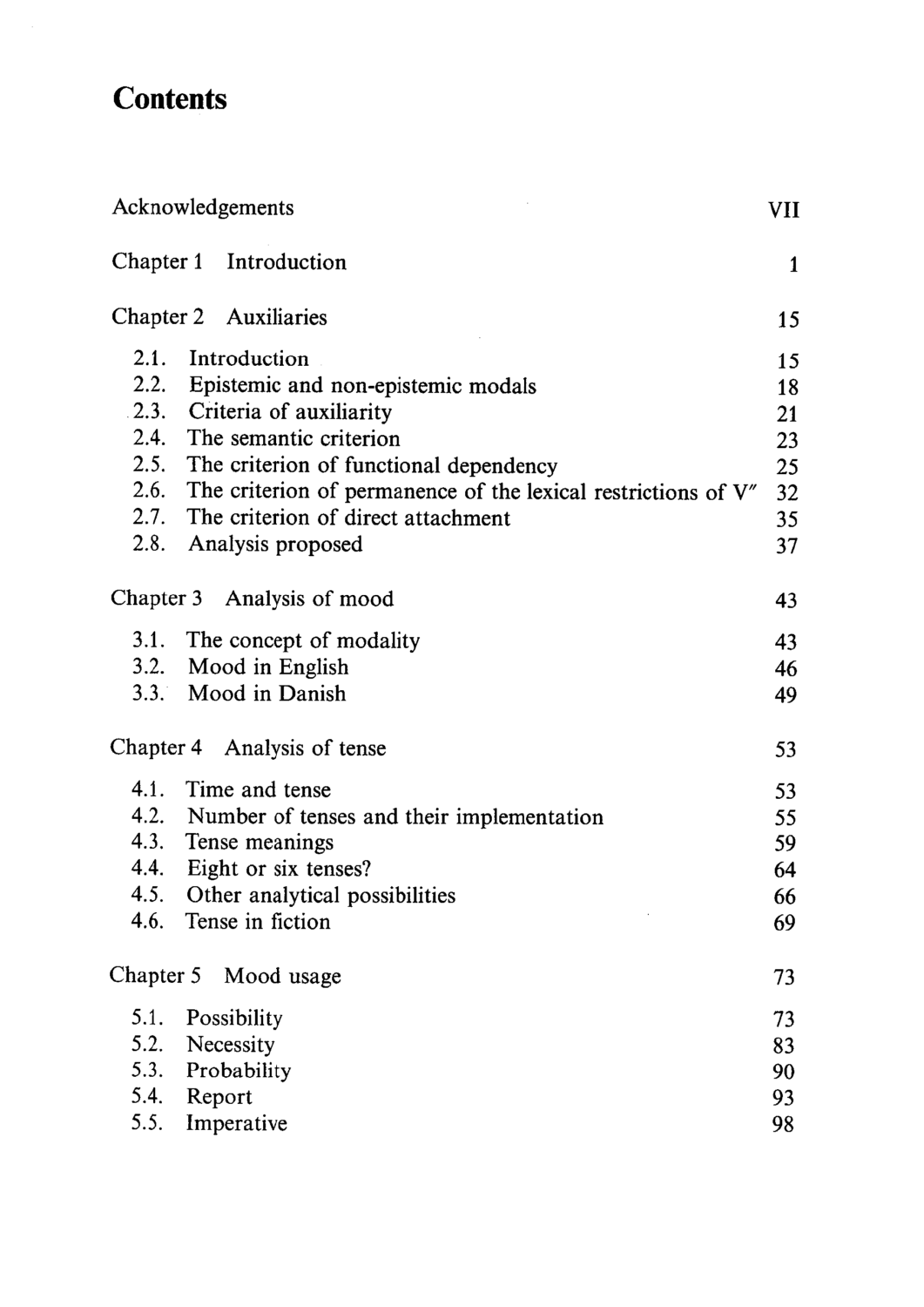# Contents

| | |
|---|---|
| Acknowledgements | VII |
| Chapter 1 Introduction | 1 |
| Chapter 2 Auxiliaries | 15 |
| 2.1. Introduction | 15 |
| 2.2. Epistemic and non-epistemic modals | 18 |
| 2.3. Criteria of auxiliarity | 21 |
| 2.4. The semantic criterion | 23 |
| 2.5. The criterion of functional dependency | 25 |
| 2.6. The criterion of permanence of the lexical restrictions of V″ | 32 |
| 2.7. The criterion of direct attachment | 35 |
| 2.8. Analysis proposed | 37 |
| Chapter 3 Analysis of mood | 43 |
| 3.1. The concept of modality | 43 |
| 3.2. Mood in English | 46 |
| 3.3. Mood in Danish | 49 |
| Chapter 4 Analysis of tense | 53 |
| 4.1. Time and tense | 53 |
| 4.2. Number of tenses and their implementation | 55 |
| 4.3. Tense meanings | 59 |
| 4.4. Eight or six tenses? | 64 |
| 4.5. Other analytical possibilities | 66 |
| 4.6. Tense in fiction | 69 |
| Chapter 5 Mood usage | 73 |
| 5.1. Possibility | 73 |
| 5.2. Necessity | 83 |
| 5.3. Probability | 90 |
| 5.4. Report | 93 |
| 5.5. Imperative | 98 |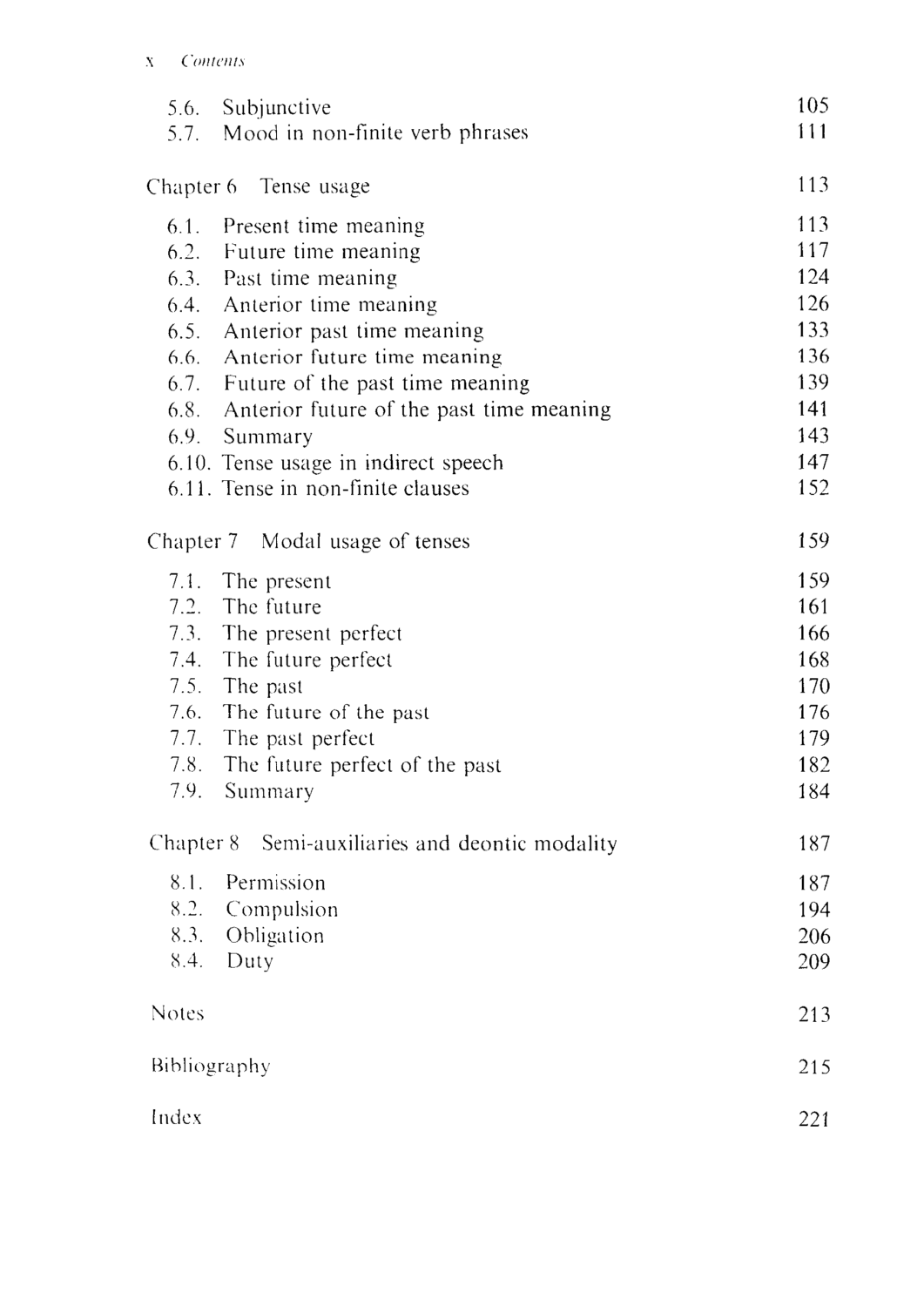| | |
|---|---|
| 5.6. Subjunctive | 105 |
| 5.7. Mood in non-finite verb phrases | 111 |
| **Chapter 6 Tense usage** | 113 |
| 6.1. Present time meaning | 113 |
| 6.2. Future time meaning | 117 |
| 6.3. Past time meaning | 124 |
| 6.4. Anterior time meaning | 126 |
| 6.5. Anterior past time meaning | 133 |
| 6.6. Anterior future time meaning | 136 |
| 6.7. Future of the past time meaning | 139 |
| 6.8. Anterior future of the past time meaning | 141 |
| 6.9. Summary | 143 |
| 6.10. Tense usage in indirect speech | 147 |
| 6.11. Tense in non-finite clauses | 152 |
| **Chapter 7 Modal usage of tenses** | 159 |
| 7.1. The present | 159 |
| 7.2. The future | 161 |
| 7.3. The present perfect | 166 |
| 7.4. The future perfect | 168 |
| 7.5. The past | 170 |
| 7.6. The future of the past | 176 |
| 7.7. The past perfect | 179 |
| 7.8. The future perfect of the past | 182 |
| 7.9. Summary | 184 |
| **Chapter 8 Semi-auxiliaries and deontic modality** | 187 |
| 8.1. Permission | 187 |
| 8.2. Compulsion | 194 |
| 8.3. Obligation | 206 |
| 8.4. Duty | 209 |
| **Notes** | 213 |
| **Bibliography** | 215 |
| **Index** | 221 |